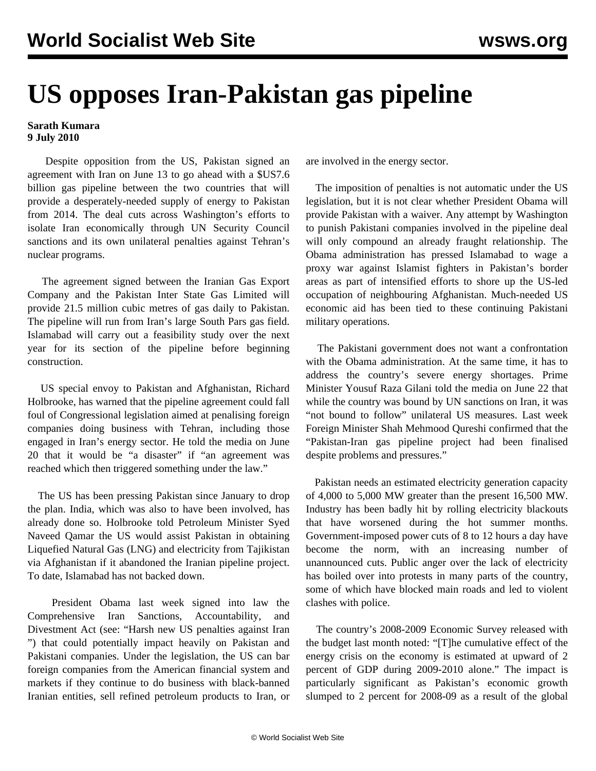# US opposes Iran-Pakistan gas pipeline

**Sarath Kumara**
**9 July 2010**

Despite opposition from the US, Pakistan signed an agreement with Iran on June 13 to go ahead with a $US7.6 billion gas pipeline between the two countries that will provide a desperately-needed supply of energy to Pakistan from 2014. The deal cuts across Washington's efforts to isolate Iran economically through UN Security Council sanctions and its own unilateral penalties against Tehran's nuclear programs.

The agreement signed between the Iranian Gas Export Company and the Pakistan Inter State Gas Limited will provide 21.5 million cubic metres of gas daily to Pakistan. The pipeline will run from Iran's large South Pars gas field. Islamabad will carry out a feasibility study over the next year for its section of the pipeline before beginning construction.

US special envoy to Pakistan and Afghanistan, Richard Holbrooke, has warned that the pipeline agreement could fall foul of Congressional legislation aimed at penalising foreign companies doing business with Tehran, including those engaged in Iran's energy sector. He told the media on June 20 that it would be "a disaster" if "an agreement was reached which then triggered something under the law."

The US has been pressing Pakistan since January to drop the plan. India, which was also to have been involved, has already done so. Holbrooke told Petroleum Minister Syed Naveed Qamar the US would assist Pakistan in obtaining Liquefied Natural Gas (LNG) and electricity from Tajikistan via Afghanistan if it abandoned the Iranian pipeline project. To date, Islamabad has not backed down.

President Obama last week signed into law the Comprehensive Iran Sanctions, Accountability, and Divestment Act (see: "Harsh new US penalties against Iran ") that could potentially impact heavily on Pakistan and Pakistani companies. Under the legislation, the US can bar foreign companies from the American financial system and markets if they continue to do business with black-banned Iranian entities, sell refined petroleum products to Iran, or are involved in the energy sector.

The imposition of penalties is not automatic under the US legislation, but it is not clear whether President Obama will provide Pakistan with a waiver. Any attempt by Washington to punish Pakistani companies involved in the pipeline deal will only compound an already fraught relationship. The Obama administration has pressed Islamabad to wage a proxy war against Islamist fighters in Pakistan's border areas as part of intensified efforts to shore up the US-led occupation of neighbouring Afghanistan. Much-needed US economic aid has been tied to these continuing Pakistani military operations.

The Pakistani government does not want a confrontation with the Obama administration. At the same time, it has to address the country's severe energy shortages. Prime Minister Yousuf Raza Gilani told the media on June 22 that while the country was bound by UN sanctions on Iran, it was "not bound to follow" unilateral US measures. Last week Foreign Minister Shah Mehmood Qureshi confirmed that the "Pakistan-Iran gas pipeline project had been finalised despite problems and pressures."

Pakistan needs an estimated electricity generation capacity of 4,000 to 5,000 MW greater than the present 16,500 MW. Industry has been badly hit by rolling electricity blackouts that have worsened during the hot summer months. Government-imposed power cuts of 8 to 12 hours a day have become the norm, with an increasing number of unannounced cuts. Public anger over the lack of electricity has boiled over into protests in many parts of the country, some of which have blocked main roads and led to violent clashes with police.

The country's 2008-2009 Economic Survey released with the budget last month noted: "[T]he cumulative effect of the energy crisis on the economy is estimated at upward of 2 percent of GDP during 2009-2010 alone." The impact is particularly significant as Pakistan's economic growth slumped to 2 percent for 2008-09 as a result of the global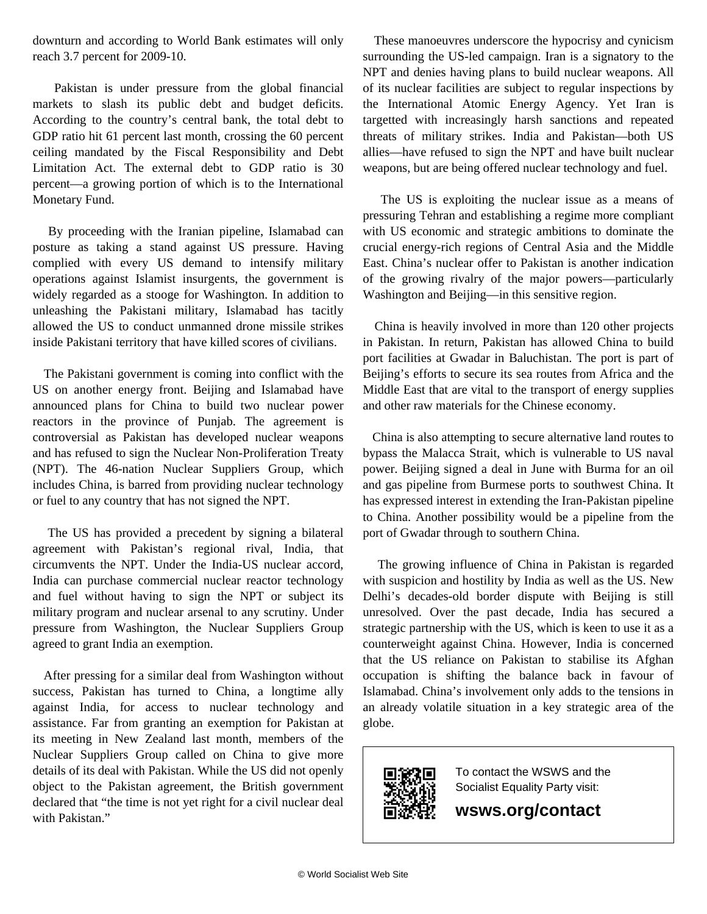downturn and according to World Bank estimates will only reach 3.7 percent for 2009-10.

Pakistan is under pressure from the global financial markets to slash its public debt and budget deficits. According to the country's central bank, the total debt to GDP ratio hit 61 percent last month, crossing the 60 percent ceiling mandated by the Fiscal Responsibility and Debt Limitation Act. The external debt to GDP ratio is 30 percent—a growing portion of which is to the International Monetary Fund.

By proceeding with the Iranian pipeline, Islamabad can posture as taking a stand against US pressure. Having complied with every US demand to intensify military operations against Islamist insurgents, the government is widely regarded as a stooge for Washington. In addition to unleashing the Pakistani military, Islamabad has tacitly allowed the US to conduct unmanned drone missile strikes inside Pakistani territory that have killed scores of civilians.

The Pakistani government is coming into conflict with the US on another energy front. Beijing and Islamabad have announced plans for China to build two nuclear power reactors in the province of Punjab. The agreement is controversial as Pakistan has developed nuclear weapons and has refused to sign the Nuclear Non-Proliferation Treaty (NPT). The 46-nation Nuclear Suppliers Group, which includes China, is barred from providing nuclear technology or fuel to any country that has not signed the NPT.

The US has provided a precedent by signing a bilateral agreement with Pakistan's regional rival, India, that circumvents the NPT. Under the India-US nuclear accord, India can purchase commercial nuclear reactor technology and fuel without having to sign the NPT or subject its military program and nuclear arsenal to any scrutiny. Under pressure from Washington, the Nuclear Suppliers Group agreed to grant India an exemption.

After pressing for a similar deal from Washington without success, Pakistan has turned to China, a longtime ally against India, for access to nuclear technology and assistance. Far from granting an exemption for Pakistan at its meeting in New Zealand last month, members of the Nuclear Suppliers Group called on China to give more details of its deal with Pakistan. While the US did not openly object to the Pakistan agreement, the British government declared that "the time is not yet right for a civil nuclear deal with Pakistan."

These manoeuvres underscore the hypocrisy and cynicism surrounding the US-led campaign. Iran is a signatory to the NPT and denies having plans to build nuclear weapons. All of its nuclear facilities are subject to regular inspections by the International Atomic Energy Agency. Yet Iran is targetted with increasingly harsh sanctions and repeated threats of military strikes. India and Pakistan—both US allies—have refused to sign the NPT and have built nuclear weapons, but are being offered nuclear technology and fuel.

The US is exploiting the nuclear issue as a means of pressuring Tehran and establishing a regime more compliant with US economic and strategic ambitions to dominate the crucial energy-rich regions of Central Asia and the Middle East. China's nuclear offer to Pakistan is another indication of the growing rivalry of the major powers—particularly Washington and Beijing—in this sensitive region.

China is heavily involved in more than 120 other projects in Pakistan. In return, Pakistan has allowed China to build port facilities at Gwadar in Baluchistan. The port is part of Beijing's efforts to secure its sea routes from Africa and the Middle East that are vital to the transport of energy supplies and other raw materials for the Chinese economy.

China is also attempting to secure alternative land routes to bypass the Malacca Strait, which is vulnerable to US naval power. Beijing signed a deal in June with Burma for an oil and gas pipeline from Burmese ports to southwest China. It has expressed interest in extending the Iran-Pakistan pipeline to China. Another possibility would be a pipeline from the port of Gwadar through to southern China.

The growing influence of China in Pakistan is regarded with suspicion and hostility by India as well as the US. New Delhi's decades-old border dispute with Beijing is still unresolved. Over the past decade, India has secured a strategic partnership with the US, which is keen to use it as a counterweight against China. However, India is concerned that the US reliance on Pakistan to stabilise its Afghan occupation is shifting the balance back in favour of Islamabad. China's involvement only adds to the tensions in an already volatile situation in a key strategic area of the globe.

To contact the WSWS and the Socialist Equality Party visit:

**wsws.org/contact**